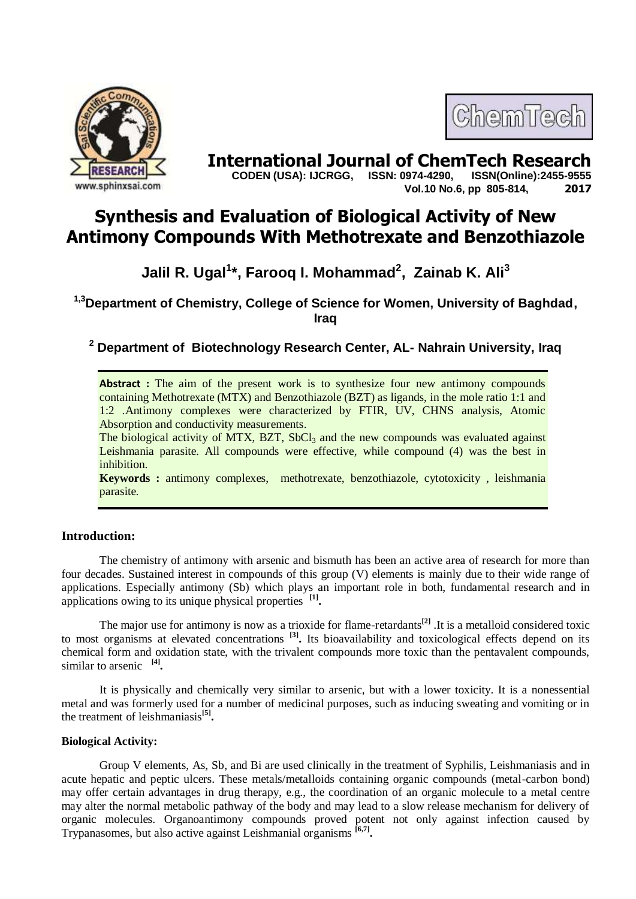# Synthesis and Evaluation of Biological Activity of New Antimony Compounds With Methotrexate and Benzothiazole

**Jalil R. Ugal[1]*, Farooq I. Mohammad[2], Zainab K. Ali[3]**

**[1,3]Department of Chemistry, College of Science for Women, University of Baghdad, Iraq**

**[2] Department of Biotechnology Research Center, AL- Nahrain University, Iraq**

**Abstract :** The aim of the present work is to synthesize four new antimony compounds containing Methotrexate (MTX) and Benzothiazole (BZT) as ligands, in the mole ratio 1:1 and 1:2 .Antimony complexes were characterized by FTIR, UV, CHNS analysis, Atomic Absorption and conductivity measurements.

The biological activity of MTX, BZT, $SbCl_3$ and the new compounds was evaluated against Leishmania parasite. All compounds were effective, while compound (4) was the best in inhibition.

**Keywords :** antimony complexes, methotrexate, benzothiazole, cytotoxicity , leishmania parasite.

## Introduction:

The chemistry of antimony with arsenic and bismuth has been an active area of research for more than four decades. Sustained interest in compounds of this group (V) elements is mainly due to their wide range of applications. Especially antimony (Sb) which plays an important role in both, fundamental research and in applications owing to its unique physical properties [1].

The major use for antimony is now as a trioxide for flame-retardants[2] .It is a metalloid considered toxic to most organisms at elevated concentrations [3]. Its bioavailability and toxicological effects depend on its chemical form and oxidation state, with the trivalent compounds more toxic than the pentavalent compounds, similar to arsenic [4].

It is physically and chemically very similar to arsenic, but with a lower toxicity. It is a nonessential metal and was formerly used for a number of medicinal purposes, such as inducing sweating and vomiting or in the treatment of leishmaniasis[5].

### Biological Activity:

Group V elements, As, Sb, and Bi are used clinically in the treatment of Syphilis, Leishmaniasis and in acute hepatic and peptic ulcers. These metals/metalloids containing organic compounds (metal-carbon bond) may offer certain advantages in drug therapy, e.g., the coordination of an organic molecule to a metal centre may alter the normal metabolic pathway of the body and may lead to a slow release mechanism for delivery of organic molecules. Organoantimony compounds proved potent not only against infection caused by Trypanasomes, but also active against Leishmanial organisms [6,7].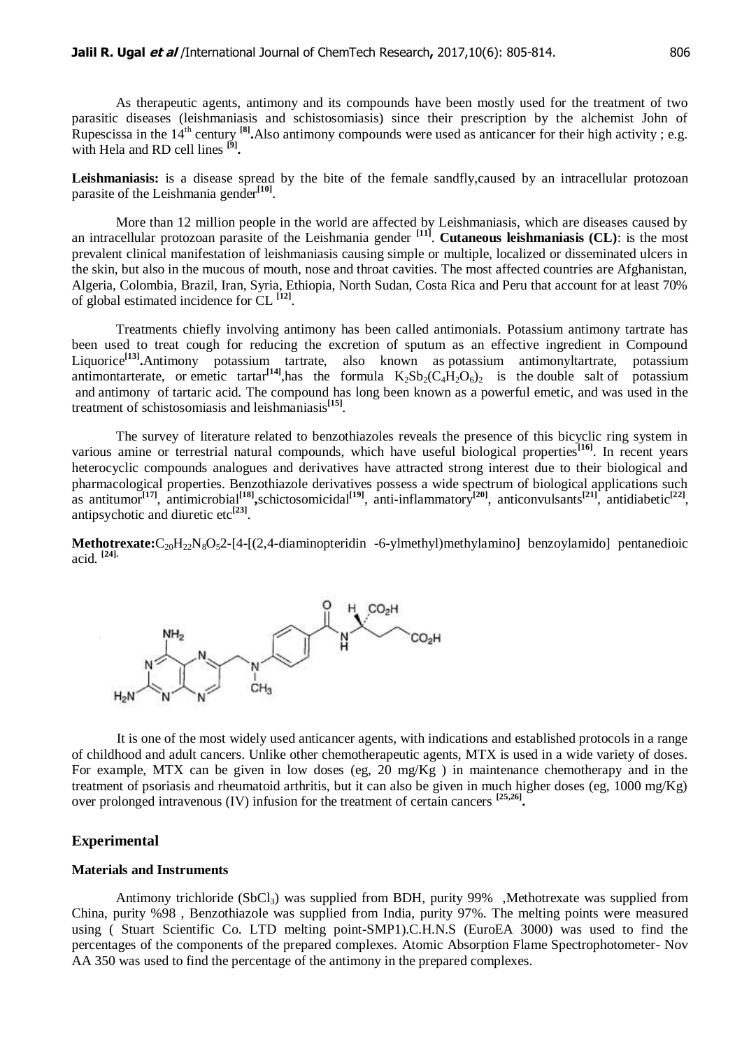As therapeutic agents, antimony and its compounds have been mostly used for the treatment of two parasitic diseases (leishmaniasis and schistosomiasis) since their prescription by the alchemist John of Rupescissa in the 14th century [8].Also antimony compounds were used as anticancer for their high activity ; e.g. with Hela and RD cell lines [9].

**Leishmaniasis:** is a disease spread by the bite of the female sandfly,caused by an intracellular protozoan parasite of the Leishmania gender[10].

More than 12 million people in the world are affected by Leishmaniasis, which are diseases caused by an intracellular protozoan parasite of the Leishmania gender [11]. **Cutaneous leishmaniasis (CL)**: is the most prevalent clinical manifestation of leishmaniasis causing simple or multiple, localized or disseminated ulcers in the skin, but also in the mucous of mouth, nose and throat cavities. The most affected countries are Afghanistan, Algeria, Colombia, Brazil, Iran, Syria, Ethiopia, North Sudan, Costa Rica and Peru that account for at least 70% of global estimated incidence for CL [12].

Treatments chiefly involving antimony has been called antimonials. Potassium antimony tartrate has been used to treat cough for reducing the excretion of sputum as an effective ingredient in Compound Liquorice[13].Antimony potassium tartrate, also known as potassium antimonyltartrate, potassium antimontarterate, or emetic tartar[14],has the formula $K_2Sb_2(C_4H_2O_6)_2$ is the double salt of potassium and antimony of tartaric acid. The compound has long been known as a powerful emetic, and was used in the treatment of schistosomiasis and leishmaniasis[15].

The survey of literature related to benzothiazoles reveals the presence of this bicyclic ring system in various amine or terrestrial natural compounds, which have useful biological properties[16]. In recent years heterocyclic compounds analogues and derivatives have attracted strong interest due to their biological and pharmacological properties. Benzothiazole derivatives possess a wide spectrum of biological applications such as antitumor[17], antimicrobial[18],schictosomicidal[19], anti-inflammatory[20], anticonvulsants[21], antidiabetic[22], antipsychotic and diuretic etc[23].

**Methotrexate:**$C_{20}H_{22}N_8O_5$2-[4-[(2,4-diaminopteridin -6-ylmethyl)methylamino] benzoylamido] pentanedioic acid. [24].

It is one of the most widely used anticancer agents, with indications and established protocols in a range of childhood and adult cancers. Unlike other chemotherapeutic agents, MTX is used in a wide variety of doses. For example, MTX can be given in low doses (eg, 20 mg/Kg ) in maintenance chemotherapy and in the treatment of psoriasis and rheumatoid arthritis, but it can also be given in much higher doses (eg, 1000 mg/Kg) over prolonged intravenous (IV) infusion for the treatment of certain cancers [25,26].

## Experimental

### Materials and Instruments

Antimony trichloride ($SbCl_3$) was supplied from BDH, purity 99% ,Methotrexate was supplied from China, purity %98 , Benzothiazole was supplied from India, purity 97%. The melting points were measured using ( Stuart Scientific Co. LTD melting point-SMP1).C.H.N.S (EuroEA 3000) was used to find the percentages of the components of the prepared complexes. Atomic Absorption Flame Spectrophotometer- Nov AA 350 was used to find the percentage of the antimony in the prepared complexes.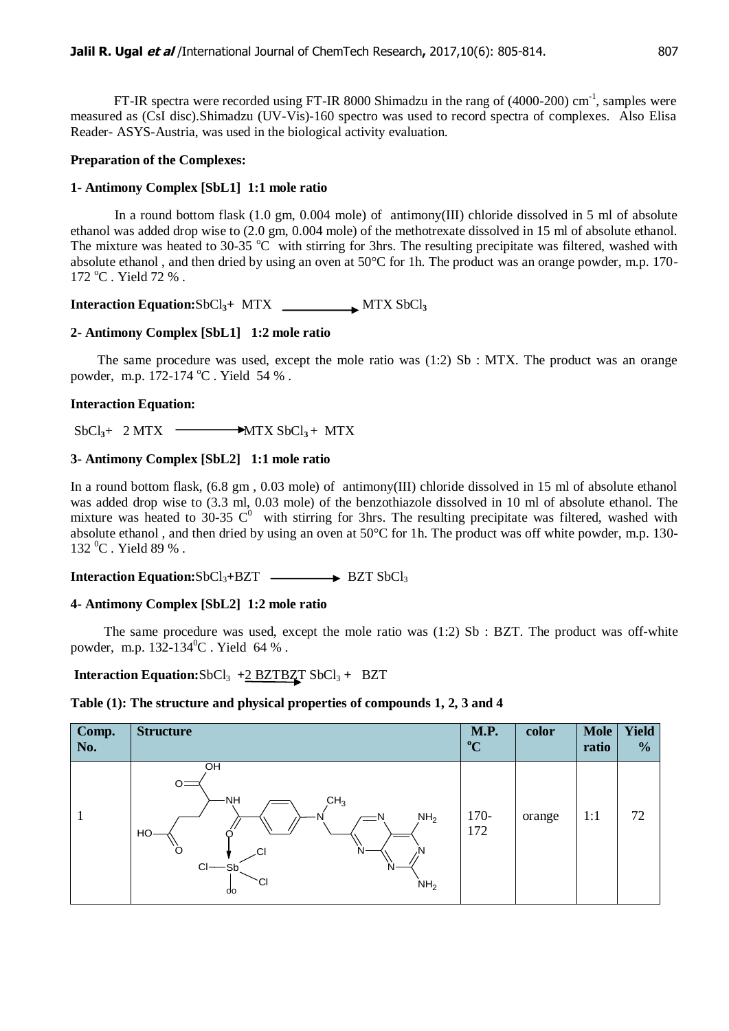FT-IR spectra were recorded using FT-IR 8000 Shimadzu in the rang of (4000-200) $cm^{-1}$, samples were measured as (CsI disc).Shimadzu (UV-Vis)-160 spectro was used to record spectra of complexes. Also Elisa Reader- ASYS-Austria, was used in the biological activity evaluation.

**Preparation of the Complexes:**

**1- Antimony Complex [SbL1] 1:1 mole ratio**

In a round bottom flask (1.0 gm, 0.004 mole) of antimony(III) chloride dissolved in 5 ml of absolute ethanol was added drop wise to (2.0 gm, 0.004 mole) of the methotrexate dissolved in 15 ml of absolute ethanol. The mixture was heated to 30-35 $^{o}C$ with stirring for 3hrs. The resulting precipitate was filtered, washed with absolute ethanol , and then dried by using an oven at 50°C for 1h. The product was an orange powder, m.p. 170-172 $^{o}C$ . Yield 72 % .

**Interaction Equation:** $SbCl_3$ + MTX → MTX $SbCl_3$

**2- Antimony Complex [SbL1] 1:2 mole ratio**

The same procedure was used, except the mole ratio was (1:2) Sb : MTX. The product was an orange powder, m.p. 172-174 $^{o}C$ . Yield 54 % .

**Interaction Equation:**

$SbCl_3$ + 2 MTX → MTX $SbCl_3$ + MTX

**3- Antimony Complex [SbL2] 1:1 mole ratio**

In a round bottom flask, (6.8 gm , 0.03 mole) of antimony(III) chloride dissolved in 15 ml of absolute ethanol was added drop wise to (3.3 ml, 0.03 mole) of the benzothiazole dissolved in 10 ml of absolute ethanol. The mixture was heated to 30-35 $C^0$ with stirring for 3hrs. The resulting precipitate was filtered, washed with absolute ethanol , and then dried by using an oven at 50°C for 1h. The product was off white powder, m.p. 130-132 $^{0}C$ . Yield 89 % .

**Interaction Equation:** $SbCl_3$+BZT → BZT $SbCl_3$

**4- Antimony Complex [SbL2] 1:2 mole ratio**

The same procedure was used, except the mole ratio was (1:2) Sb : BZT. The product was off-white powder, m.p. 132-134$^{0}C$ . Yield 64 % .

**Interaction Equation:** $SbCl_3$ +2 BZT → BZT $SbCl_3$ + BZT

**Table (1): The structure and physical properties of compounds 1, 2, 3 and 4**

| Comp. No. | Structure | M.P. $^{o}C$ | color | Mole ratio | Yield % |
|---|---|---|---|---|---|
| 1 | | 170-172 | orange | 1:1 | 72 |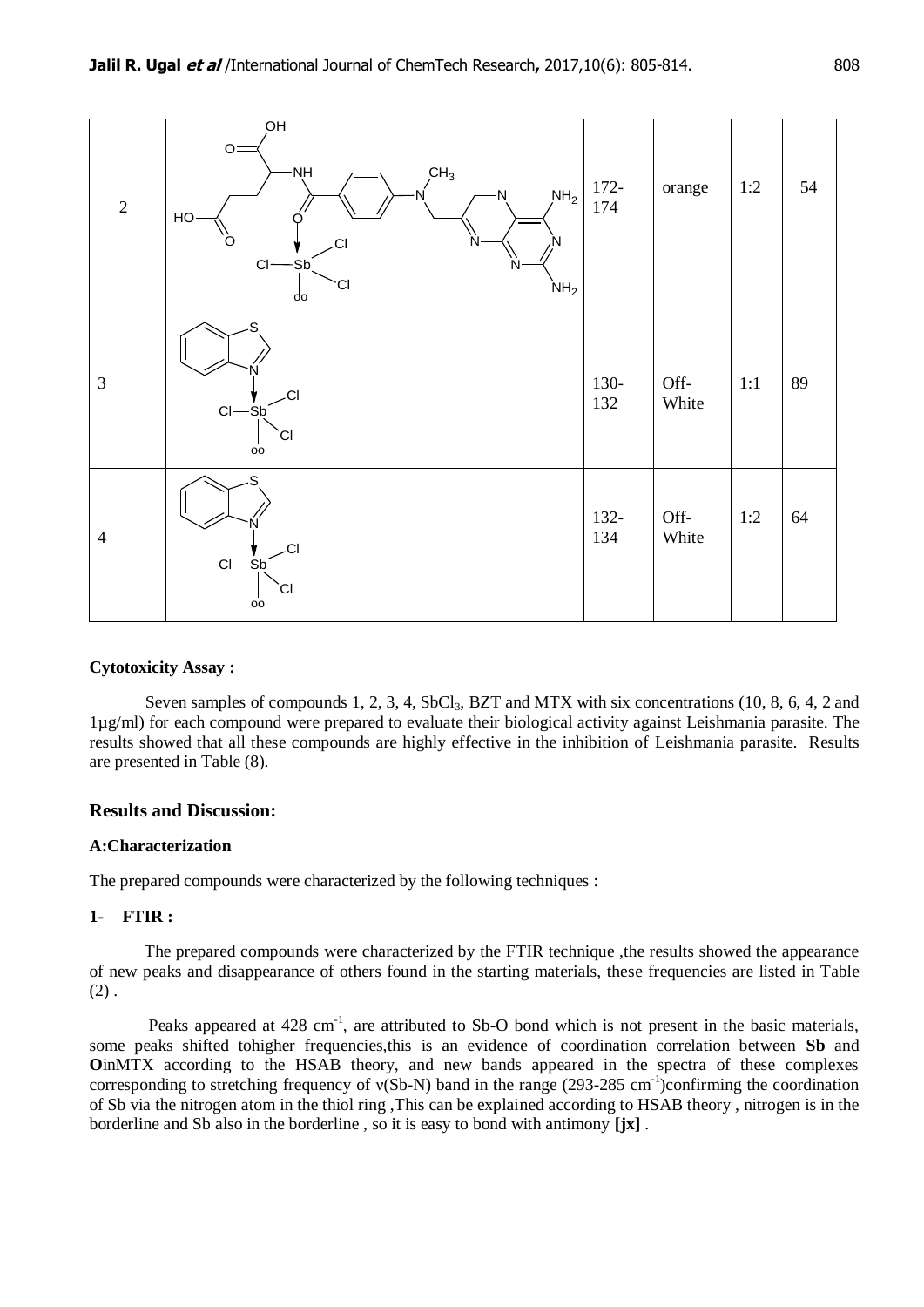| | | | | | |
|---|---|---|---|---|---|
| 2 | | 172-174 | orange | 1:2 | 54 |
| 3 | | 130-132 | Off-White | 1:1 | 89 |
| 4 | | 132-134 | Off-White | 1:2 | 64 |

**Cytotoxicity Assay :**

Seven samples of compounds 1, 2, 3, 4, $SbCl_3$, BZT and MTX with six concentrations (10, 8, 6, 4, 2 and 1µg/ml) for each compound were prepared to evaluate their biological activity against Leishmania parasite. The results showed that all these compounds are highly effective in the inhibition of Leishmania parasite. Results are presented in Table (8).

## Results and Discussion:

### A:Characterization

The prepared compounds were characterized by the following techniques :

### 1- FTIR :

The prepared compounds were characterized by the FTIR technique ,the results showed the appearance of new peaks and disappearance of others found in the starting materials, these frequencies are listed in Table (2) .

Peaks appeared at 428 $cm^{-1}$, are attributed to Sb-O bond which is not present in the basic materials, some peaks shifted tohigher frequencies,this is an evidence of coordination correlation between **Sb** and **O**inMTX according to the HSAB theory, and new bands appeared in the spectra of these complexes corresponding to stretching frequency of ν(Sb-N) band in the range (293-285 $cm^{-1}$)confirming the coordination of Sb via the nitrogen atom in the thiol ring ,This can be explained according to HSAB theory , nitrogen is in the borderline and Sb also in the borderline , so it is easy to bond with antimony **[jx]** .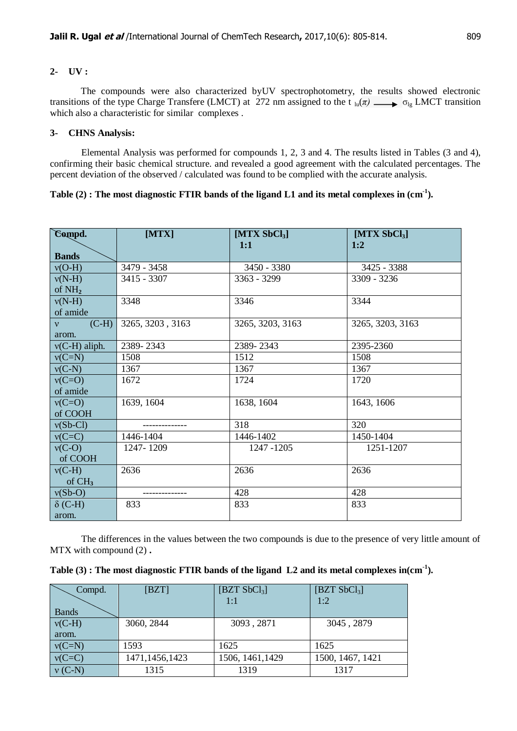## 2- UV :

The compounds were also characterized byUV spectrophotometry, the results showed electronic transitions of the type Charge Transfere (LMCT) at 272 nm assigned to the $t_{1u}(\pi) \longrightarrow \sigma_{1g}$ LMCT transition which also a characteristic for similar complexes .

## 3- CHNS Analysis:

Elemental Analysis was performed for compounds 1, 2, 3 and 4. The results listed in Tables (3 and 4), confirming their basic chemical structure. and revealed a good agreement with the calculated percentages. The percent deviation of the observed / calculated was found to be complied with the accurate analysis.

**Table (2) : The most diagnostic FTIR bands of the ligand L1 and its metal complexes in ($cm^{-1}$).**

| Compd. / Bands | [MTX] | [MTX $SbCl_3$] 1:1 | [MTX $SbCl_3$] 1:2 |
|---|---|---|---|
| ν(O-H) | 3479 - 3458 | 3450 - 3380 | 3425 - 3388 |
| ν(N-H) of $NH_2$ | 3415 - 3307 | 3363 - 3299 | 3309 - 3236 |
| ν(N-H) of amide | 3348 | 3346 | 3344 |
| ν (C-H) arom. | 3265, 3203 , 3163 | 3265, 3203, 3163 | 3265, 3203, 3163 |
| ν(C-H) aliph. | 2389- 2343 | 2389- 2343 | 2395-2360 |
| ν(C=N) | 1508 | 1512 | 1508 |
| ν(C-N) | 1367 | 1367 | 1367 |
| ν(C=O) of amide | 1672 | 1724 | 1720 |
| ν(C=O) of COOH | 1639, 1604 | 1638, 1604 | 1643, 1606 |
| ν(Sb-Cl) | -------------- | 318 | 320 |
| ν(C=C) | 1446-1404 | 1446-1402 | 1450-1404 |
| ν(C-O) of COOH | 1247- 1209 | 1247 -1205 | 1251-1207 |
| ν(C-H) of $CH_3$ | 2636 | 2636 | 2636 |
| ν(Sb-O) | -------------- | 428 | 428 |
| δ (C-H) arom. | 833 | 833 | 833 |

The differences in the values between the two compounds is due to the presence of very little amount of MTX with compound (2) **.**

**Table (3) : The most diagnostic FTIR bands of the ligand L2 and its metal complexes in($cm^{-1}$).**

| Compd. / Bands | [BZT] | [BZT $SbCl_3$] 1:1 | [BZT $SbCl_3$] 1:2 |
|---|---|---|---|
| ν(C-H) arom. | 3060, 2844 | 3093 , 2871 | 3045 , 2879 |
| ν(C=N) | 1593 | 1625 | 1625 |
| ν(C=C) | 1471,1456,1423 | 1506, 1461,1429 | 1500, 1467, 1421 |
| ν (C-N) | 1315 | 1319 | 1317 |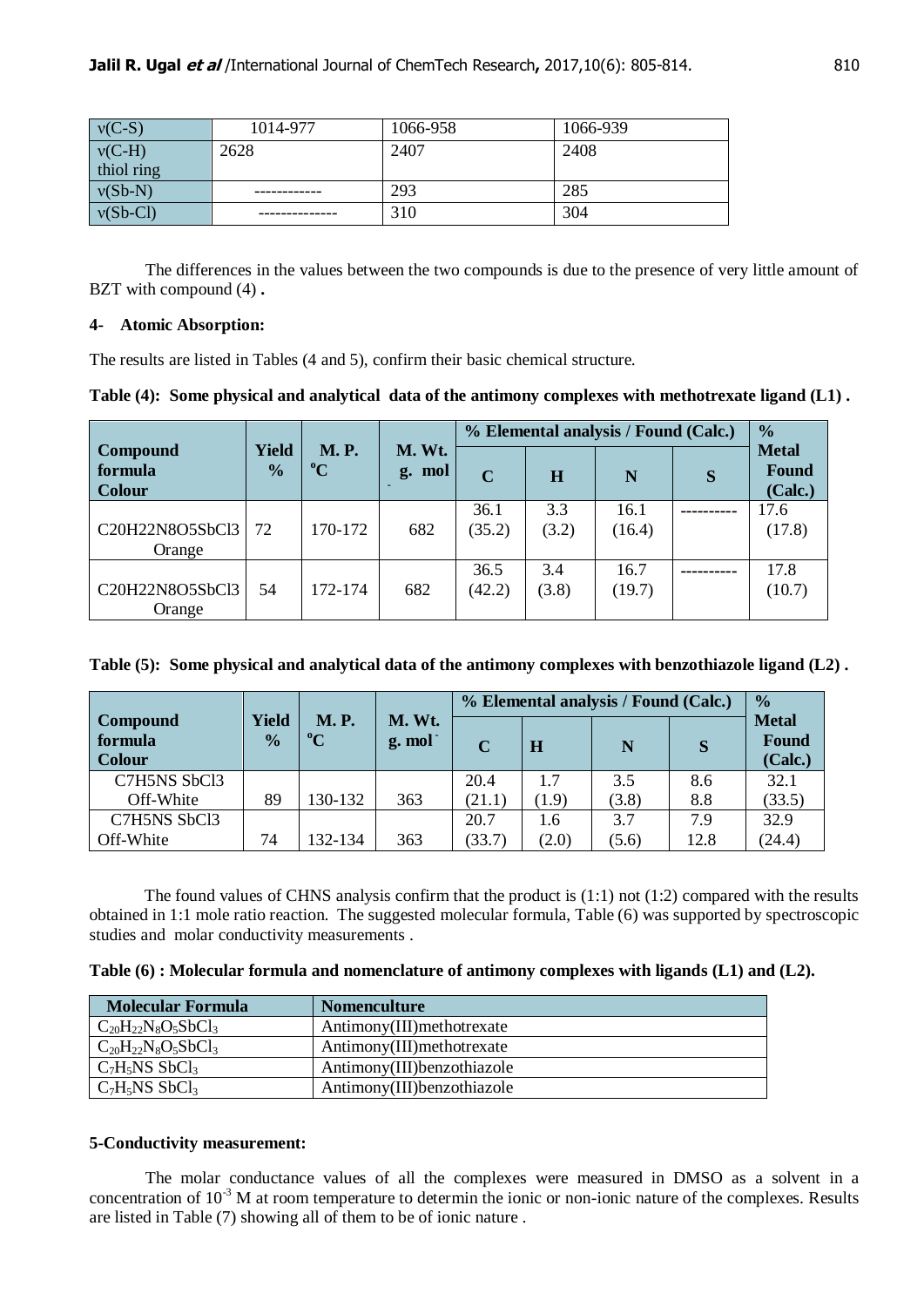| ν(C-S) | 1014-977 | 1066-958 | 1066-939 |
| --- | --- | --- | --- |
| ν(C-H) thiol ring | 2628 | 2407 | 2408 |
| ν(Sb-N) | ------------ | 293 | 285 |
| ν(Sb-Cl) | -------------- | 310 | 304 |

The differences in the values between the two compounds is due to the presence of very little amount of BZT with compound (4) **.**

#### 4- Atomic Absorption:

The results are listed in Tables (4 and 5), confirm their basic chemical structure.

**Table (4): Some physical and analytical data of the antimony complexes with methotrexate ligand (L1) .**

| Compound formula Colour | Yield % | M. P. °C | M. Wt. g. mol | % Elemental analysis / Found (Calc.) | | | | % Metal Found (Calc.) |
| --- | --- | --- | --- | --- | --- | --- | --- | --- |
| | | | | C | H | N | S | |
| C20H22N8O5SbCl3 Orange | 72 | 170-172 | 682 | 36.1 (35.2) | 3.3 (3.2) | 16.1 (16.4) | ---------- | 17.6 (17.8) |
| C20H22N8O5SbCl3 Orange | 54 | 172-174 | 682 | 36.5 (42.2) | 3.4 (3.8) | 16.7 (19.7) | ---------- | 17.8 (10.7) |

**Table (5): Some physical and analytical data of the antimony complexes with benzothiazole ligand (L2) .**

| Compound formula Colour | Yield % | M. P. °C | M. Wt. g. mol | % Elemental analysis / Found (Calc.) | | | | % Metal Found (Calc.) |
| --- | --- | --- | --- | --- | --- | --- | --- | --- |
| | | | | C | H | N | S | |
| C7H5NS SbCl3 Off-White | 89 | 130-132 | 363 | 20.4 (21.1) | 1.7 (1.9) | 3.5 (3.8) | 8.6 8.8 | 32.1 (33.5) |
| C7H5NS SbCl3 Off-White | 74 | 132-134 | 363 | 20.7 (33.7) | 1.6 (2.0) | 3.7 (5.6) | 7.9 12.8 | 32.9 (24.4) |

The found values of CHNS analysis confirm that the product is (1:1) not (1:2) compared with the results obtained in 1:1 mole ratio reaction. The suggested molecular formula, Table (6) was supported by spectroscopic studies and molar conductivity measurements .

**Table (6) : Molecular formula and nomenclature of antimony complexes with ligands (L1) and (L2).**

| Molecular Formula | Nomenculture |
| --- | --- |
| $C_{20}H_{22}N_8O_5SbCl_3$ | Antimony(III)methotrexate |
| $C_{20}H_{22}N_8O_5SbCl_3$ | Antimony(III)methotrexate |
| $C_7H_5NS\ SbCl_3$ | Antimony(III)benzothiazole |
| $C_7H_5NS\ SbCl_3$ | Antimony(III)benzothiazole |

#### 5-Conductivity measurement:

The molar conductance values of all the complexes were measured in DMSO as a solvent in a concentration of $10^{-3}$ M at room temperature to determin the ionic or non-ionic nature of the complexes. Results are listed in Table (7) showing all of them to be of ionic nature .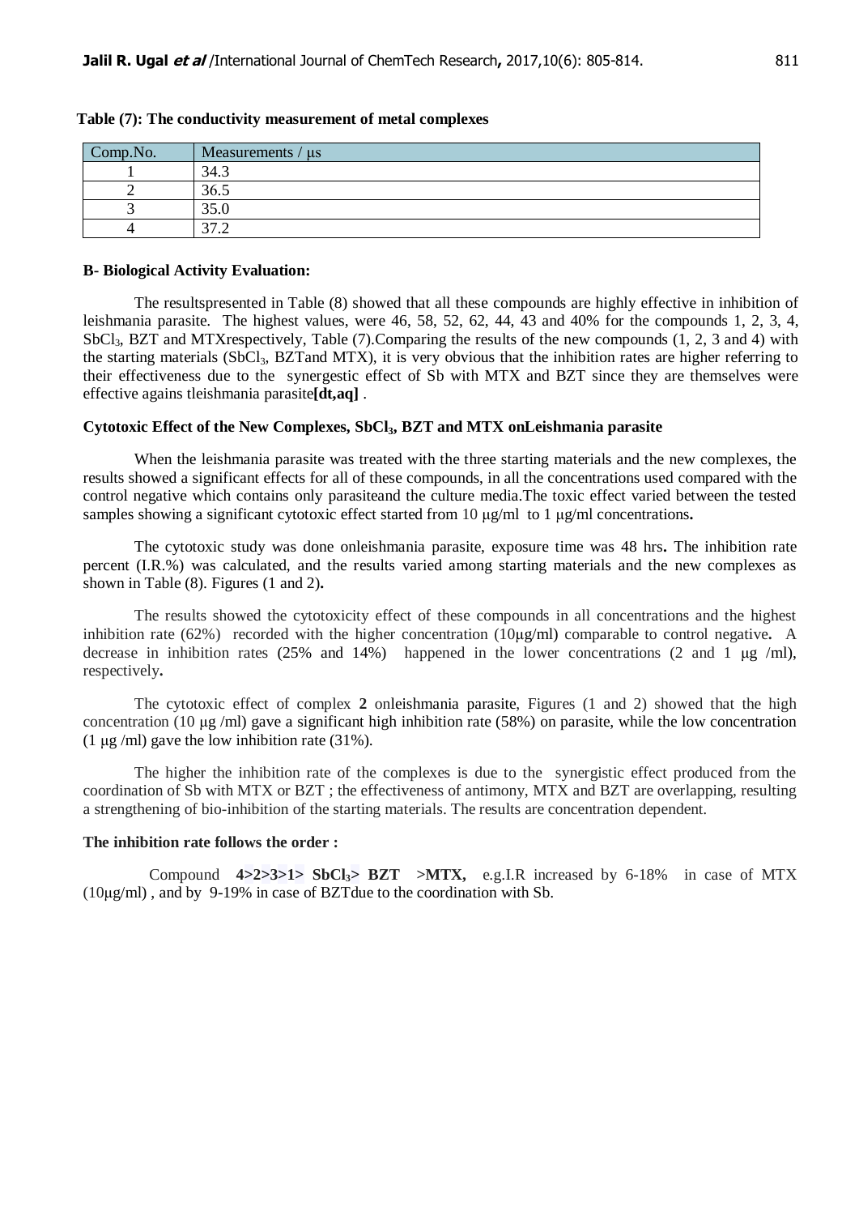**Table (7): The conductivity measurement of metal complexes**

| Comp.No. | Measurements / μs |
|---|---|
| 1 | 34.3 |
| 2 | 36.5 |
| 3 | 35.0 |
| 4 | 37.2 |

**B- Biological Activity Evaluation:**

The resultspresented in Table (8) showed that all these compounds are highly effective in inhibition of leishmania parasite. The highest values, were 46, 58, 52, 62, 44, 43 and 40% for the compounds 1, 2, 3, 4, $SbCl_3$, BZT and MTXrespectively, Table (7).Comparing the results of the new compounds (1, 2, 3 and 4) with the starting materials ($SbCl_3$, BZTand MTX), it is very obvious that the inhibition rates are higher referring to their effectiveness due to the synergestic effect of Sb with MTX and BZT since they are themselves were effective agains tleishmania parasite**[dt,aq]** .

**Cytotoxic Effect of the New Complexes, $SbCl_3$, BZT and MTX onLeishmania parasite**

When the leishmania parasite was treated with the three starting materials and the new complexes, the results showed a significant effects for all of these compounds, in all the concentrations used compared with the control negative which contains only parasiteand the culture media.The toxic effect varied between the tested samples showing a significant cytotoxic effect started from 10 μg/ml to 1 μg/ml concentrations**.**

The cytotoxic study was done onleishmania parasite, exposure time was 48 hrs**.** The inhibition rate percent (I.R.%) was calculated, and the results varied among starting materials and the new complexes as shown in Table (8). Figures (1 and 2)**.**

The results showed the cytotoxicity effect of these compounds in all concentrations and the highest inhibition rate (62%) recorded with the higher concentration (10μg/ml) comparable to control negative**.** A decrease in inhibition rates (25% and 14%) happened in the lower concentrations (2 and 1 μg /ml), respectively**.**

The cytotoxic effect of complex **2** onleishmania parasite, Figures (1 and 2) showed that the high concentration (10 μg /ml) gave a significant high inhibition rate (58%) on parasite, while the low concentration (1 μg /ml) gave the low inhibition rate (31%).

The higher the inhibition rate of the complexes is due to the synergistic effect produced from the coordination of Sb with MTX or BZT ; the effectiveness of antimony, MTX and BZT are overlapping, resulting a strengthening of bio-inhibition of the starting materials. The results are concentration dependent.

**The inhibition rate follows the order :**

Compound **4>2>3>1> $SbCl_3$> BZT >MTX,** e.g.I.R increased by 6-18% in case of MTX (10μg/ml) , and by 9-19% in case of BZTdue to the coordination with Sb.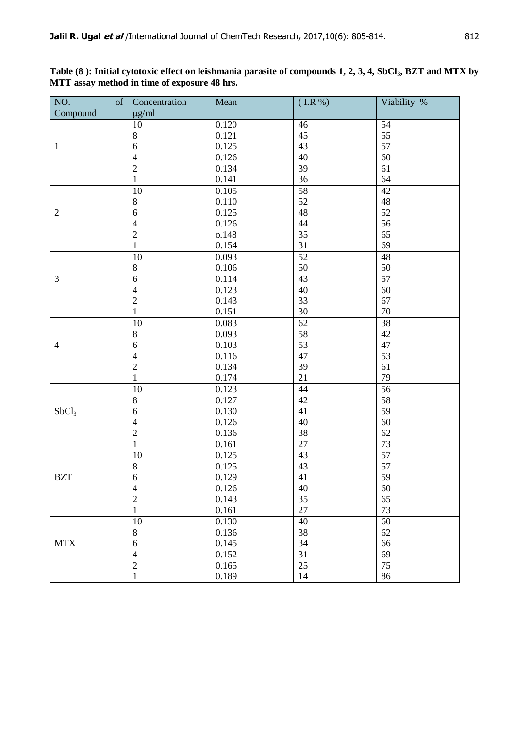**Table (8 ): Initial cytotoxic effect on leishmania parasite of compounds 1, 2, 3, 4, $SbCl_3$, BZT and MTX by MTT assay method in time of exposure 48 hrs.**

| NO. of Compound | Concentration μg/ml | Mean | ( I.R %) | Viability % |
|---|---|---|---|---|
| 1 | 10 | 0.120 | 46 | 54 |
| | 8 | 0.121 | 45 | 55 |
| | 6 | 0.125 | 43 | 57 |
| | 4 | 0.126 | 40 | 60 |
| | 2 | 0.134 | 39 | 61 |
| | 1 | 0.141 | 36 | 64 |
| 2 | 10 | 0.105 | 58 | 42 |
| | 8 | 0.110 | 52 | 48 |
| | 6 | 0.125 | 48 | 52 |
| | 4 | 0.126 | 44 | 56 |
| | 2 | o.148 | 35 | 65 |
| | 1 | 0.154 | 31 | 69 |
| 3 | 10 | 0.093 | 52 | 48 |
| | 8 | 0.106 | 50 | 50 |
| | 6 | 0.114 | 43 | 57 |
| | 4 | 0.123 | 40 | 60 |
| | 2 | 0.143 | 33 | 67 |
| | 1 | 0.151 | 30 | 70 |
| 4 | 10 | 0.083 | 62 | 38 |
| | 8 | 0.093 | 58 | 42 |
| | 6 | 0.103 | 53 | 47 |
| | 4 | 0.116 | 47 | 53 |
| | 2 | 0.134 | 39 | 61 |
| | 1 | 0.174 | 21 | 79 |
| $SbCl_3$ | 10 | 0.123 | 44 | 56 |
| | 8 | 0.127 | 42 | 58 |
| | 6 | 0.130 | 41 | 59 |
| | 4 | 0.126 | 40 | 60 |
| | 2 | 0.136 | 38 | 62 |
| | 1 | 0.161 | 27 | 73 |
| BZT | 10 | 0.125 | 43 | 57 |
| | 8 | 0.125 | 43 | 57 |
| | 6 | 0.129 | 41 | 59 |
| | 4 | 0.126 | 40 | 60 |
| | 2 | 0.143 | 35 | 65 |
| | 1 | 0.161 | 27 | 73 |
| MTX | 10 | 0.130 | 40 | 60 |
| | 8 | 0.136 | 38 | 62 |
| | 6 | 0.145 | 34 | 66 |
| | 4 | 0.152 | 31 | 69 |
| | 2 | 0.165 | 25 | 75 |
| | 1 | 0.189 | 14 | 86 |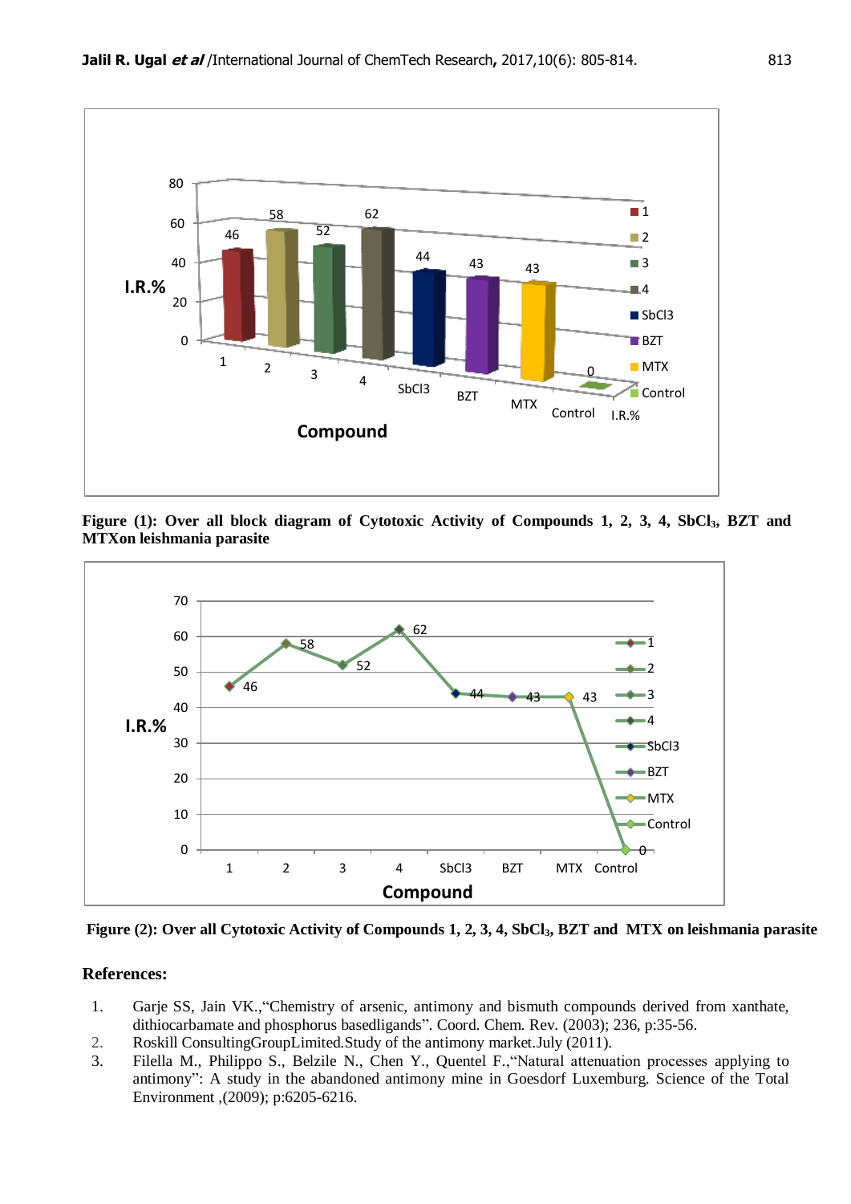Figure (1): Over all block diagram of Cytotoxic Activity of Compounds 1, 2, 3, 4, $SbCl_3$, BZT and MTXon leishmania parasite

Figure (2): Over all Cytotoxic Activity of Compounds 1, 2, 3, 4, $SbCl_3$, BZT and MTX on leishmania parasite

## References:

1. Garje SS, Jain VK.,"Chemistry of arsenic, antimony and bismuth compounds derived from xanthate, dithiocarbamate and phosphorus basedligands". Coord. Chem. Rev. (2003); 236, p:35-56.
2. Roskill ConsultingGroupLimited.Study of the antimony market.July (2011).
3. Filella M., Philippo S., Belzile N., Chen Y., Quentel F.,"Natural attenuation processes applying to antimony": A study in the abandoned antimony mine in Goesdorf Luxemburg. Science of the Total Environment ,(2009); p:6205-6216.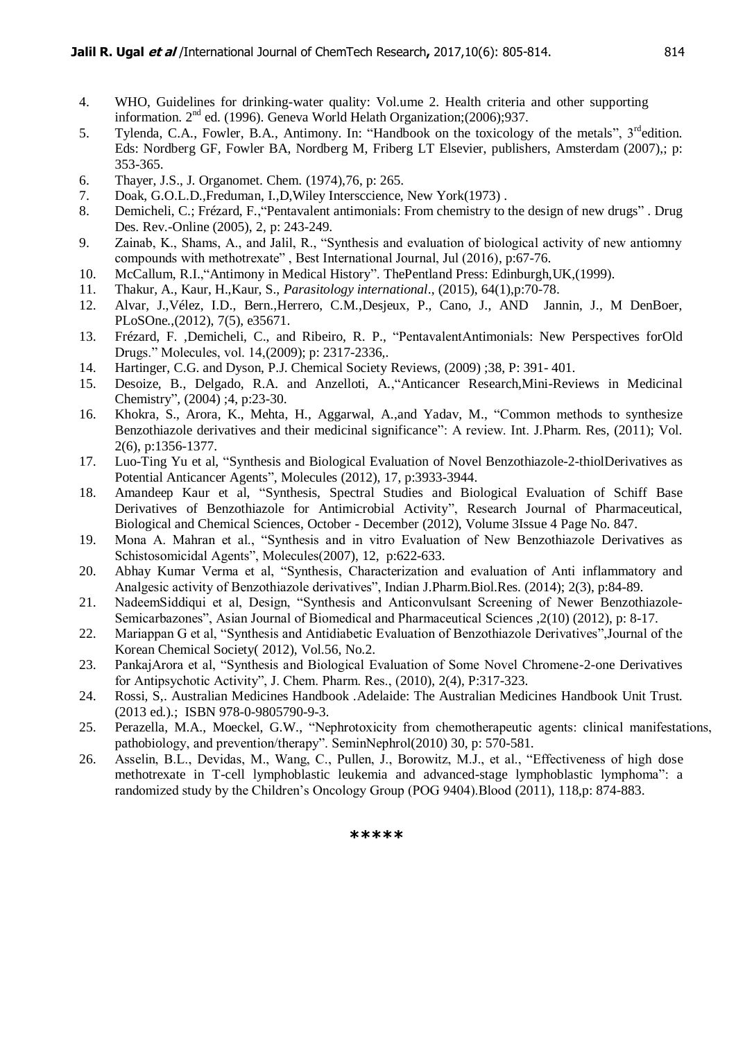4. WHO, Guidelines for drinking-water quality: Vol.ume 2. Health criteria and other supporting information. 2nd ed. (1996). Geneva World Helath Organization;(2006);937.
5. Tylenda, C.A., Fowler, B.A., Antimony. In: "Handbook on the toxicology of the metals", 3rdedition. Eds: Nordberg GF, Fowler BA, Nordberg M, Friberg LT Elsevier, publishers, Amsterdam (2007),; p: 353-365.
6. Thayer, J.S., J. Organomet. Chem. (1974),76, p: 265.
7. Doak, G.O.L.D.,Freduman, I.,D,Wiley Intersccience, New York(1973) .
8. Demicheli, C.; Frézard, F.,"Pentavalent antimonials: From chemistry to the design of new drugs" . Drug Des. Rev.-Online (2005), 2, p: 243-249.
9. Zainab, K., Shams, A., and Jalil, R., "Synthesis and evaluation of biological activity of new antiomny compounds with methotrexate" , Best International Journal, Jul (2016), p:67-76.
10. McCallum, R.I.,"Antimony in Medical History". ThePentland Press: Edinburgh,UK,(1999).
11. Thakur, A., Kaur, H.,Kaur, S., *Parasitology international*., (2015), 64(1),p:70-78.
12. Alvar, J.,Vélez, I.D., Bern.,Herrero, C.M.,Desjeux, P., Cano, J., AND Jannin, J., M DenBoer, PLoSOne.,(2012), 7(5), e35671.
13. Frézard, F. ,Demicheli, C., and Ribeiro, R. P., "PentavalentAntimonials: New Perspectives forOld Drugs." Molecules, vol. 14,(2009); p: 2317-2336,.
14. Hartinger, C.G. and Dyson, P.J. Chemical Society Reviews, (2009) ;38, P: 391- 401.
15. Desoize, B., Delgado, R.A. and Anzelloti, A.,"Anticancer Research,Mini-Reviews in Medicinal Chemistry", (2004) ;4, p:23-30.
16. Khokra, S., Arora, K., Mehta, H., Aggarwal, A.,and Yadav, M., "Common methods to synthesize Benzothiazole derivatives and their medicinal significance": A review. Int. J.Pharm. Res, (2011); Vol. 2(6), p:1356-1377.
17. Luo-Ting Yu et al, "Synthesis and Biological Evaluation of Novel Benzothiazole-2-thiolDerivatives as Potential Anticancer Agents", Molecules (2012), 17, p:3933-3944.
18. Amandeep Kaur et al, "Synthesis, Spectral Studies and Biological Evaluation of Schiff Base Derivatives of Benzothiazole for Antimicrobial Activity", Research Journal of Pharmaceutical, Biological and Chemical Sciences, October - December (2012), Volume 3Issue 4 Page No. 847.
19. Mona A. Mahran et al., "Synthesis and in vitro Evaluation of New Benzothiazole Derivatives as Schistosomicidal Agents", Molecules(2007), 12, p:622-633.
20. Abhay Kumar Verma et al, "Synthesis, Characterization and evaluation of Anti inflammatory and Analgesic activity of Benzothiazole derivatives", Indian J.Pharm.Biol.Res. (2014); 2(3), p:84-89.
21. NadeemSiddiqui et al, Design, "Synthesis and Anticonvulsant Screening of Newer Benzothiazole-Semicarbazones", Asian Journal of Biomedical and Pharmaceutical Sciences ,2(10) (2012), p: 8-17.
22. Mariappan G et al, "Synthesis and Antidiabetic Evaluation of Benzothiazole Derivatives",Journal of the Korean Chemical Society( 2012), Vol.56, No.2.
23. PankajArora et al, "Synthesis and Biological Evaluation of Some Novel Chromene-2-one Derivatives for Antipsychotic Activity", J. Chem. Pharm. Res., (2010), 2(4), P:317-323.
24. Rossi, S,. Australian Medicines Handbook .Adelaide: The Australian Medicines Handbook Unit Trust. (2013 ed.).; ISBN 978-0-9805790-9-3.
25. Perazella, M.A., Moeckel, G.W., "Nephrotoxicity from chemotherapeutic agents: clinical manifestations, pathobiology, and prevention/therapy". SeminNephrol(2010) 30, p: 570-581.
26. Asselin, B.L., Devidas, M., Wang, C., Pullen, J., Borowitz, M.J., et al., "Effectiveness of high dose methotrexate in T-cell lymphoblastic leukemia and advanced-stage lymphoblastic lymphoma": a randomized study by the Children's Oncology Group (POG 9404).Blood (2011), 118,p: 874-883.

*****